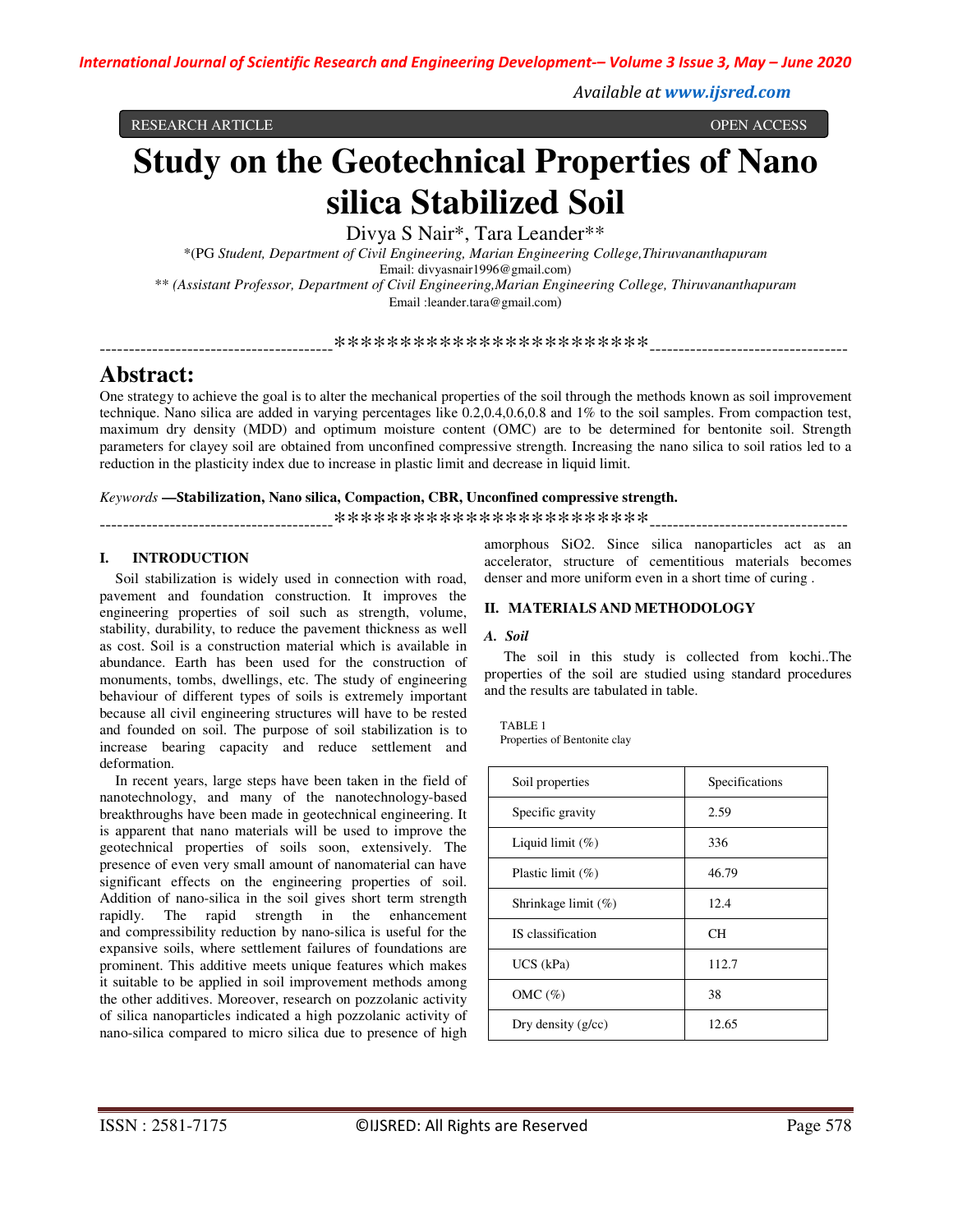RESEARCH ARTICLE OPEN ACCESS

# Study on the Geotechnical Properties of Nano silica Stabilized Soil

Divya S Nair*, Tara Leander**

*(PG *Student, Department of Civil Engineering, Marian Engineering College,Thiruvananthapuram*
Email: divyasnair1996@gmail.com)

** *(Assistant Professor, Department of Civil Engineering,Marian Engineering College, Thiruvananthapuram*
Email :leander.tara@gmail.com)

----------------------------------------************************----------------------------------

## Abstract:

One strategy to achieve the goal is to alter the mechanical properties of the soil through the methods known as soil improvement technique. Nano silica are added in varying percentages like 0.2,0.4,0.6,0.8 and 1% to the soil samples. From compaction test, maximum dry density (MDD) and optimum moisture content (OMC) are to be determined for bentonite soil. Strength parameters for clayey soil are obtained from unconfined compressive strength. Increasing the nano silica to soil ratios led to a reduction in the plasticity index due to increase in plastic limit and decrease in liquid limit.

*Keywords* **—Stabilization, Nano silica, Compaction, CBR, Unconfined compressive strength.**

----------------------------------------************************----------------------------------

## I. INTRODUCTION

Soil stabilization is widely used in connection with road, pavement and foundation construction. It improves the engineering properties of soil such as strength, volume, stability, durability, to reduce the pavement thickness as well as cost. Soil is a construction material which is available in abundance. Earth has been used for the construction of monuments, tombs, dwellings, etc. The study of engineering behaviour of different types of soils is extremely important because all civil engineering structures will have to be rested and founded on soil. The purpose of soil stabilization is to increase bearing capacity and reduce settlement and deformation.

In recent years, large steps have been taken in the field of nanotechnology, and many of the nanotechnology-based breakthroughs have been made in geotechnical engineering. It is apparent that nano materials will be used to improve the geotechnical properties of soils soon, extensively. The presence of even very small amount of nanomaterial can have significant effects on the engineering properties of soil. Addition of nano-silica in the soil gives short term strength rapidly. The rapid strength in the enhancement and compressibility reduction by nano-silica is useful for the expansive soils, where settlement failures of foundations are prominent. This additive meets unique features which makes it suitable to be applied in soil improvement methods among the other additives. Moreover, research on pozzolanic activity of silica nanoparticles indicated a high pozzolanic activity of nano-silica compared to micro silica due to presence of high amorphous $SiO_2$. Since silica nanoparticles act as an accelerator, structure of cementitious materials becomes denser and more uniform even in a short time of curing .

## II. MATERIALS AND METHODOLOGY

### *A. Soil*

The soil in this study is collected from kochi..The properties of the soil are studied using standard procedures and the results are tabulated in table.

TABLE 1
Properties of Bentonite clay

| Soil properties | Specifications |
|---|---|
| Specific gravity | 2.59 |
| Liquid limit (%) | 336 |
| Plastic limit (%) | 46.79 |
| Shrinkage limit (%) | 12.4 |
| IS classification | CH |
| UCS (kPa) | 112.7 |
| OMC (%) | 38 |
| Dry density (g/cc) | 12.65 |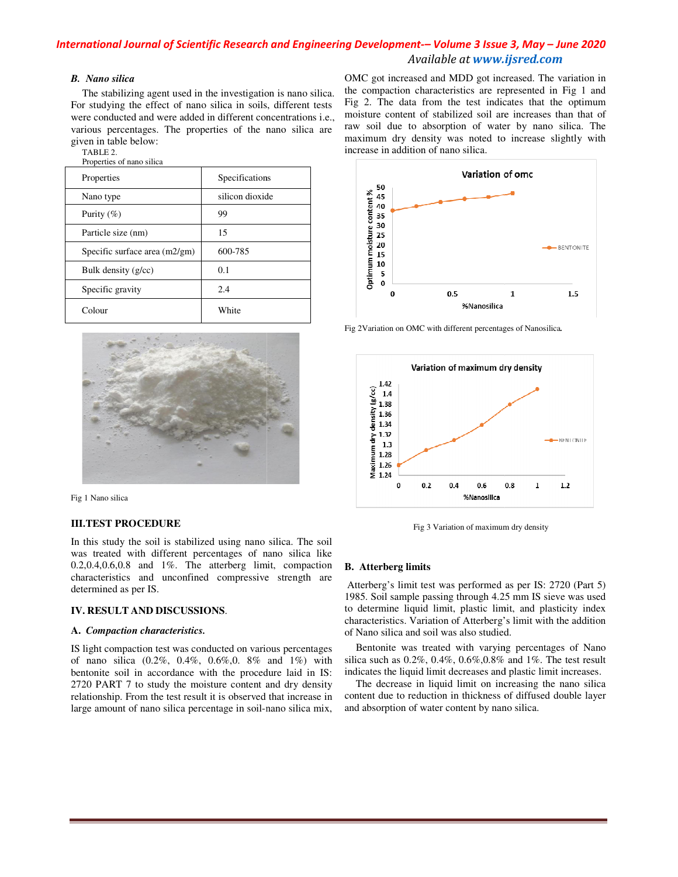### B. *Nano silica*

The stabilizing agent used in the investigation is nano silica. For studying the effect of nano silica in soils, different tests were conducted and were added in different concentrations i.e., various percentages. The properties of the nano silica are given in table below:

TABLE 2.
Properties of nano silica

| Properties | Specifications |
|---|---|
| Nano type | silicon dioxide |
| Purity (%) | 99 |
| Particle size (nm) | 15 |
| Specific surface area (m2/gm) | 600-785 |
| Bulk density (g/cc) | 0.1 |
| Specific gravity | 2.4 |
| Colour | White |

Fig 1 Nano silica

## III. TEST PROCEDURE

In this study the soil is stabilized using nano silica. The soil was treated with different percentages of nano silica like 0.2,0.4,0.6,0.8 and 1%. The atterberg limit, compaction characteristics and unconfined compressive strength are determined as per IS.

## IV. RESULT AND DISCUSSIONS.

### A. *Compaction characteristics.*

IS light compaction test was conducted on various percentages of nano silica (0.2%, 0.4%, 0.6%,0. 8% and 1%) with bentonite soil in accordance with the procedure laid in IS: 2720 PART 7 to study the moisture content and dry density relationship. From the test result it is observed that increase in large amount of nano silica percentage in soil-nano silica mix, OMC got increased and MDD got increased. The variation in the compaction characteristics are represented in Fig 1 and Fig 2. The data from the test indicates that the optimum moisture content of stabilized soil are increases than that of raw soil due to absorption of water by nano silica. The maximum dry density was noted to increase slightly with increase in addition of nano silica.

Fig 2Variation on OMC with different percentages of Nanosilica.

Fig 3 Variation of maximum dry density

### B. Atterberg limits

Atterberg's limit test was performed as per IS: 2720 (Part 5) 1985. Soil sample passing through 4.25 mm IS sieve was used to determine liquid limit, plastic limit, and plasticity index characteristics. Variation of Atterberg's limit with the addition of Nano silica and soil was also studied.

Bentonite was treated with varying percentages of Nano silica such as 0.2%, 0.4%, 0.6%,0.8% and 1%. The test result indicates the liquid limit decreases and plastic limit increases.

The decrease in liquid limit on increasing the nano silica content due to reduction in thickness of diffused double layer and absorption of water content by nano silica.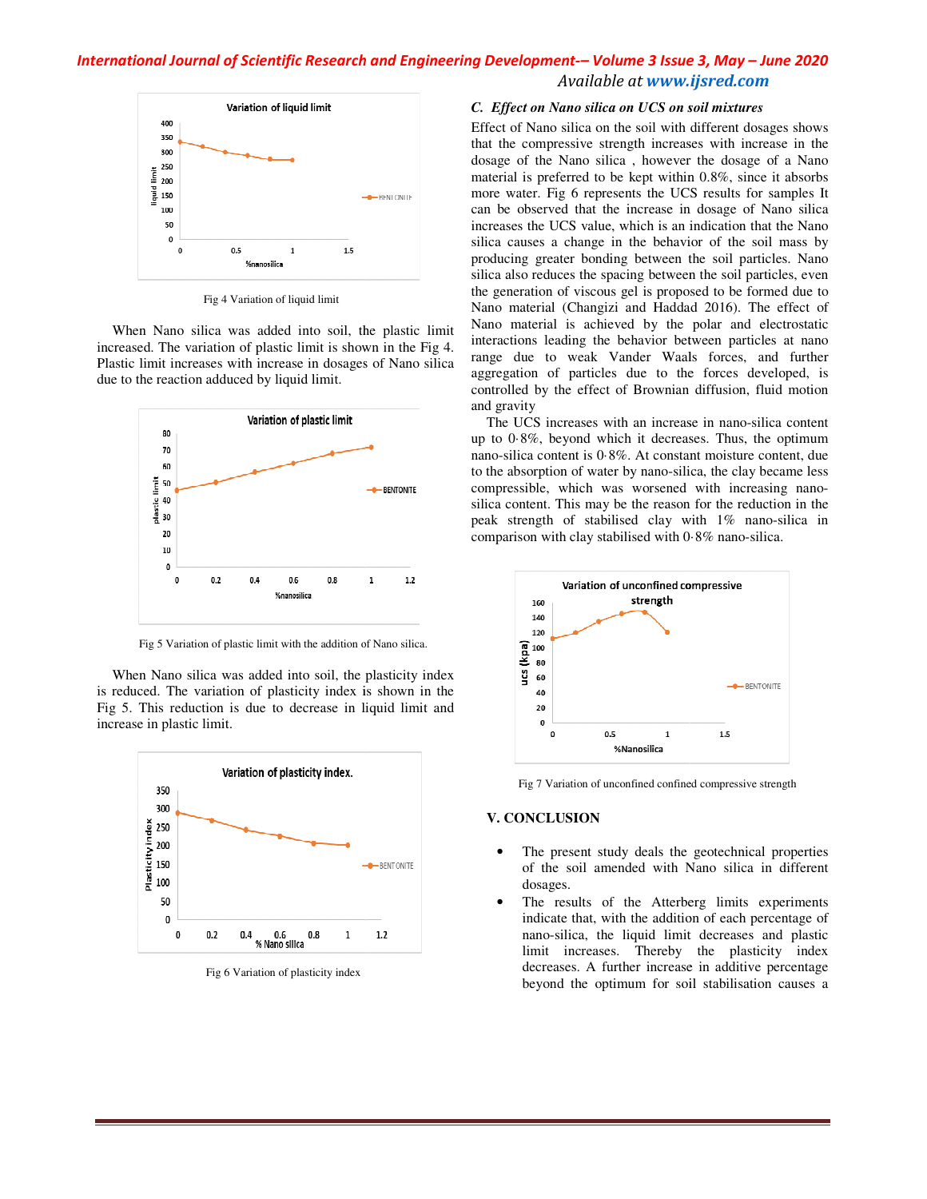Fig 4 Variation of liquid limit

When Nano silica was added into soil, the plastic limit increased. The variation of plastic limit is shown in the Fig 4. Plastic limit increases with increase in dosages of Nano silica due to the reaction adduced by liquid limit.

Fig 5 Variation of plastic limit with the addition of Nano silica.

When Nano silica was added into soil, the plasticity index is reduced. The variation of plasticity index is shown in the Fig 5. This reduction is due to decrease in liquid limit and increase in plastic limit.

Fig 6 Variation of plasticity index

### *C. Effect on Nano silica on UCS on soil mixtures*

Effect of Nano silica on the soil with different dosages shows that the compressive strength increases with increase in the dosage of the Nano silica , however the dosage of a Nano material is preferred to be kept within 0.8%, since it absorbs more water. Fig 6 represents the UCS results for samples It can be observed that the increase in dosage of Nano silica increases the UCS value, which is an indication that the Nano silica causes a change in the behavior of the soil mass by producing greater bonding between the soil particles. Nano silica also reduces the spacing between the soil particles, even the generation of viscous gel is proposed to be formed due to Nano material (Changizi and Haddad 2016). The effect of Nano material is achieved by the polar and electrostatic interactions leading the behavior between particles at nano range due to weak Vander Waals forces, and further aggregation of particles due to the forces developed, is controlled by the effect of Brownian diffusion, fluid motion and gravity

The UCS increases with an increase in nano-silica content up to 0·8%, beyond which it decreases. Thus, the optimum nano-silica content is 0·8%. At constant moisture content, due to the absorption of water by nano-silica, the clay became less compressible, which was worsened with increasing nano-silica content. This may be the reason for the reduction in the peak strength of stabilised clay with 1% nano-silica in comparison with clay stabilised with 0·8% nano-silica.

Fig 7 Variation of unconfined confined compressive strength

## V. CONCLUSION

- The present study deals the geotechnical properties of the soil amended with Nano silica in different dosages.
- The results of the Atterberg limits experiments indicate that, with the addition of each percentage of nano-silica, the liquid limit decreases and plastic limit increases. Thereby the plasticity index decreases. A further increase in additive percentage beyond the optimum for soil stabilisation causes a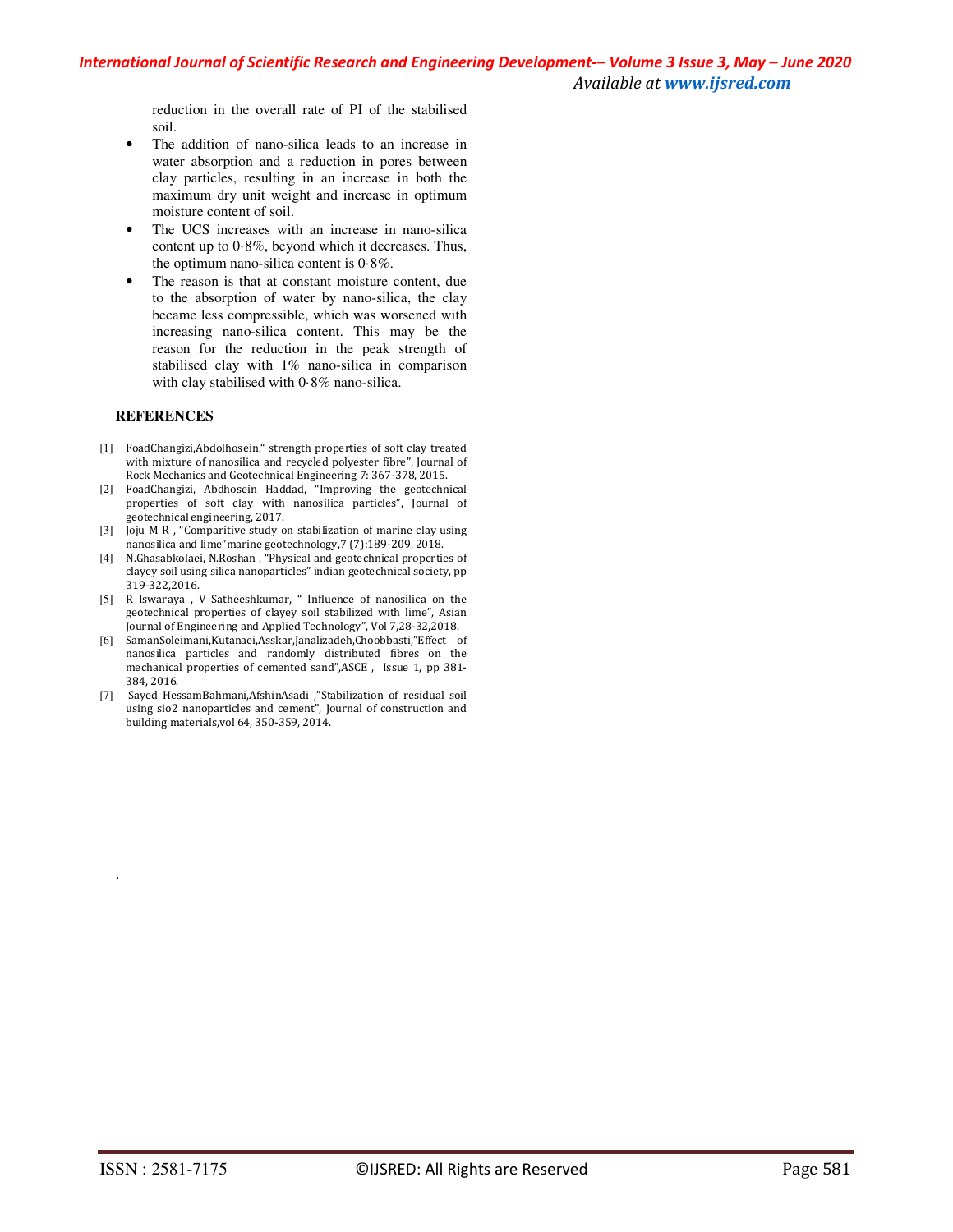reduction in the overall rate of PI of the stabilised soil.

- The addition of nano-silica leads to an increase in water absorption and a reduction in pores between clay particles, resulting in an increase in both the maximum dry unit weight and increase in optimum moisture content of soil.
- The UCS increases with an increase in nano-silica content up to 0·8%, beyond which it decreases. Thus, the optimum nano-silica content is 0·8%.
- The reason is that at constant moisture content, due to the absorption of water by nano-silica, the clay became less compressible, which was worsened with increasing nano-silica content. This may be the reason for the reduction in the peak strength of stabilised clay with 1% nano-silica in comparison with clay stabilised with 0·8% nano-silica.

## REFERENCES

[1] FoadChangizi,Abdolhosein," strength properties of soft clay treated with mixture of nanosilica and recycled polyester fibre", Journal of Rock Mechanics and Geotechnical Engineering 7: 367-378, 2015.

[2] FoadChangizi, Abdhosein Haddad, "Improving the geotechnical properties of soft clay with nanosilica particles", Journal of geotechnical engineering, 2017.

[3] Joju M R , "Comparitive study on stabilization of marine clay using nanosilica and lime"marine geotechnology,7 (7):189-209, 2018.

[4] N.Ghasabkolaei, N.Roshan , "Physical and geotechnical properties of clayey soil using silica nanoparticles" indian geotechnical society, pp 319-322,2016.

[5] R Iswaraya , V Satheeshkumar, " Influence of nanosilica on the geotechnical properties of clayey soil stabilized with lime", Asian Journal of Engineering and Applied Technology", Vol 7,28-32,2018.

[6] SamanSoleimani,Kutanaei,Asskar,Janalizadeh,Choobbasti,"Effect of nanosilica particles and randomly distributed fibres on the mechanical properties of cemented sand",ASCE , Issue 1, pp 381-384, 2016.

[7] Sayed HessamBahmani,AfshinAsadi ,"Stabilization of residual soil using sio2 nanoparticles and cement", Journal of construction and building materials,vol 64, 350-359, 2014.